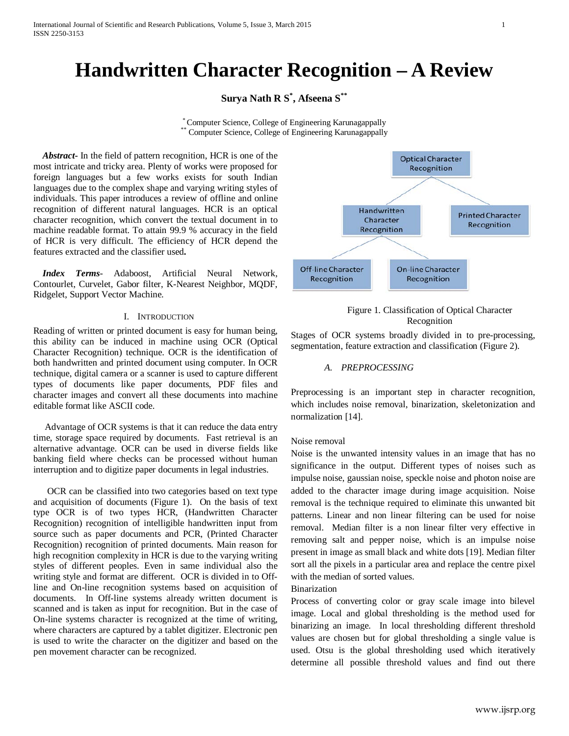# Handwritten Character Recognition – A Review

**Surya Nath R S[*], Afseena S[**]**

[*] Computer Science, College of Engineering Karunagappally
[**] Computer Science, College of Engineering Karunagappally

***Abstract-*** In the field of pattern recognition, HCR is one of the most intricate and tricky area. Plenty of works were proposed for foreign languages but a few works exists for south Indian languages due to the complex shape and varying writing styles of individuals. This paper introduces a review of offline and online recognition of different natural languages. HCR is an optical character recognition, which convert the textual document in to machine readable format. To attain 99.9 % accuracy in the field of HCR is very difficult. The efficiency of HCR depend the features extracted and the classifier used**.**

***Index Terms***- Adaboost, Artificial Neural Network, Contourlet, Curvelet, Gabor filter, K-Nearest Neighbor, MQDF, Ridgelet, Support Vector Machine.

## I. Introduction

Reading of written or printed document is easy for human being, this ability can be induced in machine using OCR (Optical Character Recognition) technique. OCR is the identification of both handwritten and printed document using computer. In OCR technique, digital camera or a scanner is used to capture different types of documents like paper documents, PDF files and character images and convert all these documents into machine editable format like ASCII code.

Advantage of OCR systems is that it can reduce the data entry time, storage space required by documents. Fast retrieval is an alternative advantage. OCR can be used in diverse fields like banking field where checks can be processed without human interruption and to digitize paper documents in legal industries.

OCR can be classified into two categories based on text type and acquisition of documents (Figure 1). On the basis of text type OCR is of two types HCR, (Handwritten Character Recognition) recognition of intelligible handwritten input from source such as paper documents and PCR, (Printed Character Recognition) recognition of printed documents. Main reason for high recognition complexity in HCR is due to the varying writing styles of different peoples. Even in same individual also the writing style and format are different. OCR is divided in to Off-line and On-line recognition systems based on acquisition of documents. In Off-line systems already written document is scanned and is taken as input for recognition. But in the case of On-line systems character is recognized at the time of writing, where characters are captured by a tablet digitizer. Electronic pen is used to write the character on the digitizer and based on the pen movement character can be recognized.

Optical Character Recognition
- Handwritten Character Recognition
  - Off-line Character Recognition
  - On-line Character Recognition
- Printed Character Recognition

Figure 1. Classification of Optical Character Recognition

Stages of OCR systems broadly divided in to pre-processing, segmentation, feature extraction and classification (Figure 2).

### *A. PREPROCESSING*

Preprocessing is an important step in character recognition, which includes noise removal, binarization, skeletonization and normalization [14].

Noise removal

Noise is the unwanted intensity values in an image that has no significance in the output. Different types of noises such as impulse noise, gaussian noise, speckle noise and photon noise are added to the character image during image acquisition. Noise removal is the technique required to eliminate this unwanted bit patterns. Linear and non linear filtering can be used for noise removal. Median filter is a non linear filter very effective in removing salt and pepper noise, which is an impulse noise present in image as small black and white dots [19]. Median filter sort all the pixels in a particular area and replace the centre pixel with the median of sorted values.

Binarization

Process of converting color or gray scale image into bilevel image. Local and global thresholding is the method used for binarizing an image. In local thresholding different threshold values are chosen but for global thresholding a single value is used. Otsu is the global thresholding used which iteratively determine all possible threshold values and find out there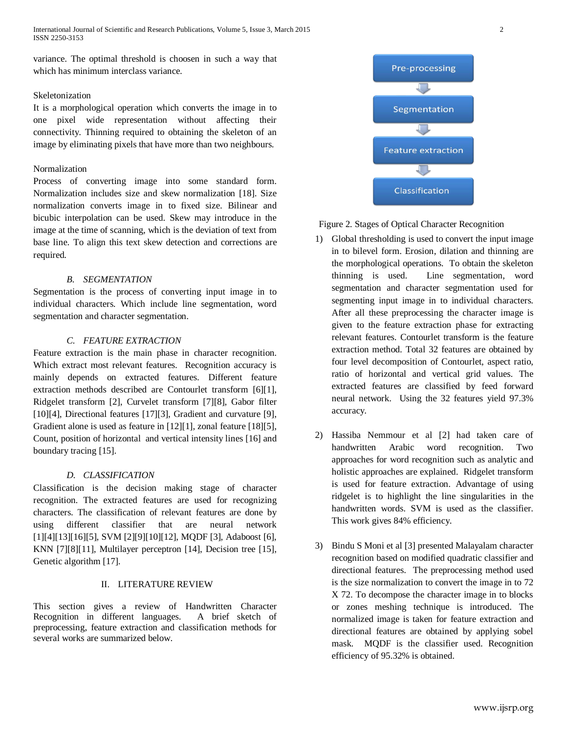variance. The optimal threshold is choosen in such a way that which has minimum interclass variance.

Skeletonization

It is a morphological operation which converts the image in to one pixel wide representation without affecting their connectivity. Thinning required to obtaining the skeleton of an image by eliminating pixels that have more than two neighbours.

Normalization

Process of converting image into some standard form. Normalization includes size and skew normalization [18]. Size normalization converts image in to fixed size. Bilinear and bicubic interpolation can be used. Skew may introduce in the image at the time of scanning, which is the deviation of text from base line. To align this text skew detection and corrections are required.

### B. SEGMENTATION

Segmentation is the process of converting input image in to individual characters. Which include line segmentation, word segmentation and character segmentation.

### C. FEATURE EXTRACTION

Feature extraction is the main phase in character recognition. Which extract most relevant features. Recognition accuracy is mainly depends on extracted features. Different feature extraction methods described are Contourlet transform [6][1], Ridgelet transform [2], Curvelet transform [7][8], Gabor filter [10][4], Directional features [17][3], Gradient and curvature [9], Gradient alone is used as feature in [12][1], zonal feature [18][5], Count, position of horizontal and vertical intensity lines [16] and boundary tracing [15].

### D. CLASSIFICATION

Classification is the decision making stage of character recognition. The extracted features are used for recognizing characters. The classification of relevant features are done by using different classifier that are neural network [1][4][13][16][5], SVM [2][9][10][12], MQDF [3], Adaboost [6], KNN [7][8][11], Multilayer perceptron [14], Decision tree [15], Genetic algorithm [17].

## II. LITERATURE REVIEW

This section gives a review of Handwritten Character Recognition in different languages. A brief sketch of preprocessing, feature extraction and classification methods for several works are summarized below.

Pre-processing → Segmentation → Feature extraction → Classification

Figure 2. Stages of Optical Character Recognition

1) Global thresholding is used to convert the input image in to bilevel form. Erosion, dilation and thinning are the morphological operations. To obtain the skeleton thinning is used. Line segmentation, word segmentation and character segmentation used for segmenting input image in to individual characters. After all these preprocessing the character image is given to the feature extraction phase for extracting relevant features. Contourlet transform is the feature extraction method. Total 32 features are obtained by four level decomposition of Contourlet, aspect ratio, ratio of horizontal and vertical grid values. The extracted features are classified by feed forward neural network. Using the 32 features yield 97.3% accuracy.

2) Hassiba Nemmour et al [2] had taken care of handwritten Arabic word recognition. Two approaches for word recognition such as analytic and holistic approaches are explained. Ridgelet transform is used for feature extraction. Advantage of using ridgelet is to highlight the line singularities in the handwritten words. SVM is used as the classifier. This work gives 84% efficiency.

3) Bindu S Moni et al [3] presented Malayalam character recognition based on modified quadratic classifier and directional features. The preprocessing method used is the size normalization to convert the image in to 72 X 72. To decompose the character image in to blocks or zones meshing technique is introduced. The normalized image is taken for feature extraction and directional features are obtained by applying sobel mask. MQDF is the classifier used. Recognition efficiency of 95.32% is obtained.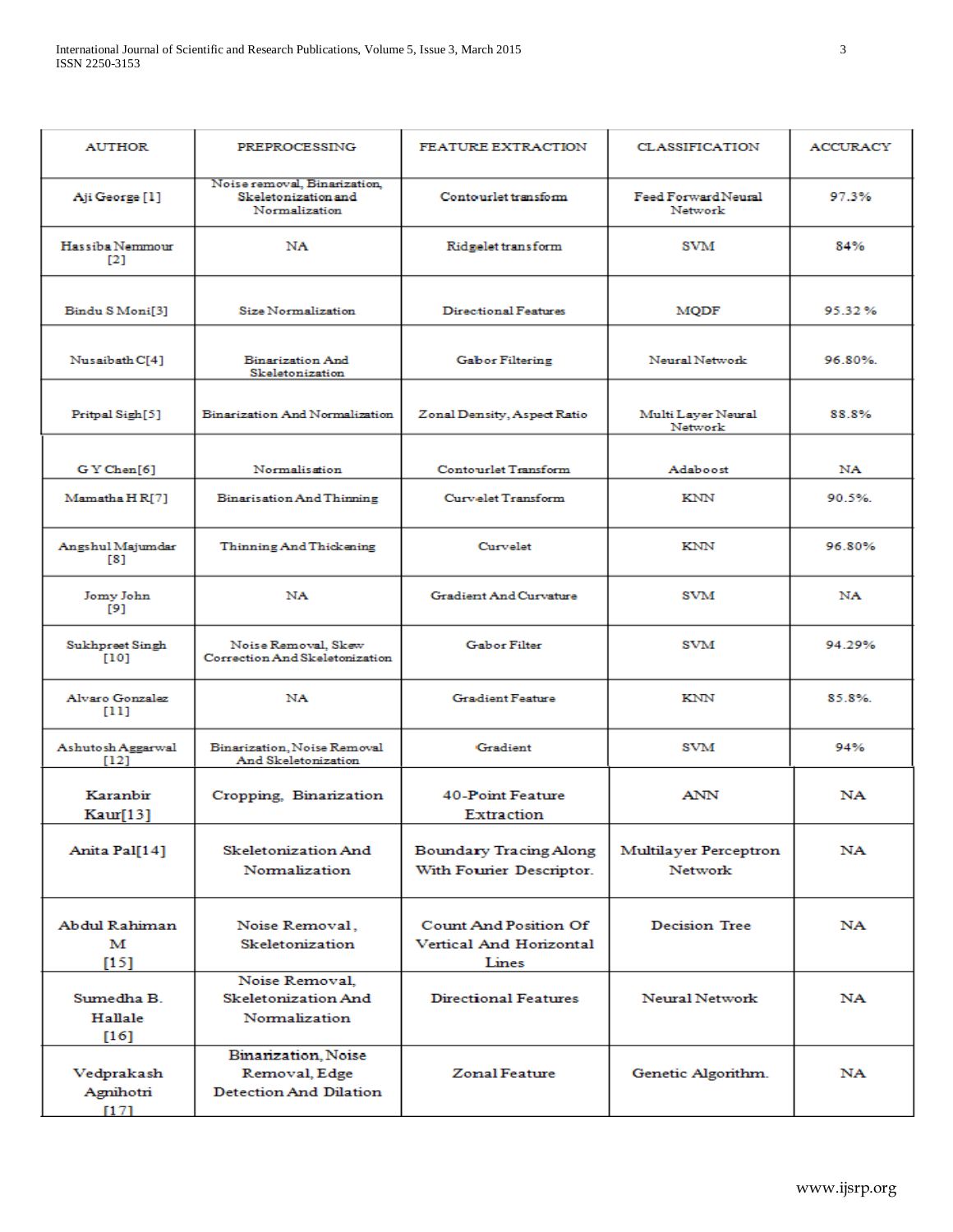| AUTHOR | PREPROCESSING | FEATURE EXTRACTION | CLASSIFICATION | ACCURACY |
|---|---|---|---|---|
| Aji George [1] | Noise removal, Binarization, Skeletonization and Normalization | Contourlet transform | Feed Forward Neural Network | 97.3% |
| Hassiba Nemmour [2] | NA | Ridgelet transform | SVM | 84% |
| Bindu S Moni[3] | Size Normalization | Directional Features | MQDF | 95.32 % |
| Nusaibath C[4] | Binarization And Skeletonization | Gabor Filtering | Neural Network | 96.80%. |
| Pritpal Sigh[5] | Binarization And Normalization | Zonal Density, Aspect Ratio | Multi Layer Neural Network | 88.8% |
| G Y Chen[6] | Normalisation | Contourlet Transform | Adaboost | NA |
| Mamatha H R[7] | Binarisation And Thinning | Curvelet Transform | KNN | 90.5%. |
| Angshul Majumdar [8] | Thinning And Thickening | Curvelet | KNN | 96.80% |
| Jomy John [9] | NA | Gradient And Curvature | SVM | NA |
| Sukhpreet Singh [10] | Noise Removal, Skew Correction And Skeletonization | Gabor Filter | SVM | 94.29% |
| Alvaro Gonzalez [11] | NA | Gradient Feature | KNN | 85.8%. |
| Ashutosh Aggarwal [12] | Binarization, Noise Removal And Skeletonization | Gradient | SVM | 94% |
| Karanbir Kaur[13] | Cropping, Binarization | 40-Point Feature Extraction | ANN | NA |
| Anita Pal[14] | Skeletonization And Normalization | Boundary Tracing Along With Fourier Descriptor. | Multilayer Perceptron Network | NA |
| Abdul Rahiman M [15] | Noise Removal, Skeletonization | Count And Position Of Vertical And Horizontal Lines | Decision Tree | NA |
| Sumedha B. Hallale [16] | Noise Removal, Skeletonization And Normalization | Directional Features | Neural Network | NA |
| Vedprakash Agnihotri [17] | Binarization, Noise Removal, Edge Detection And Dilation | Zonal Feature | Genetic Algorithm. | NA |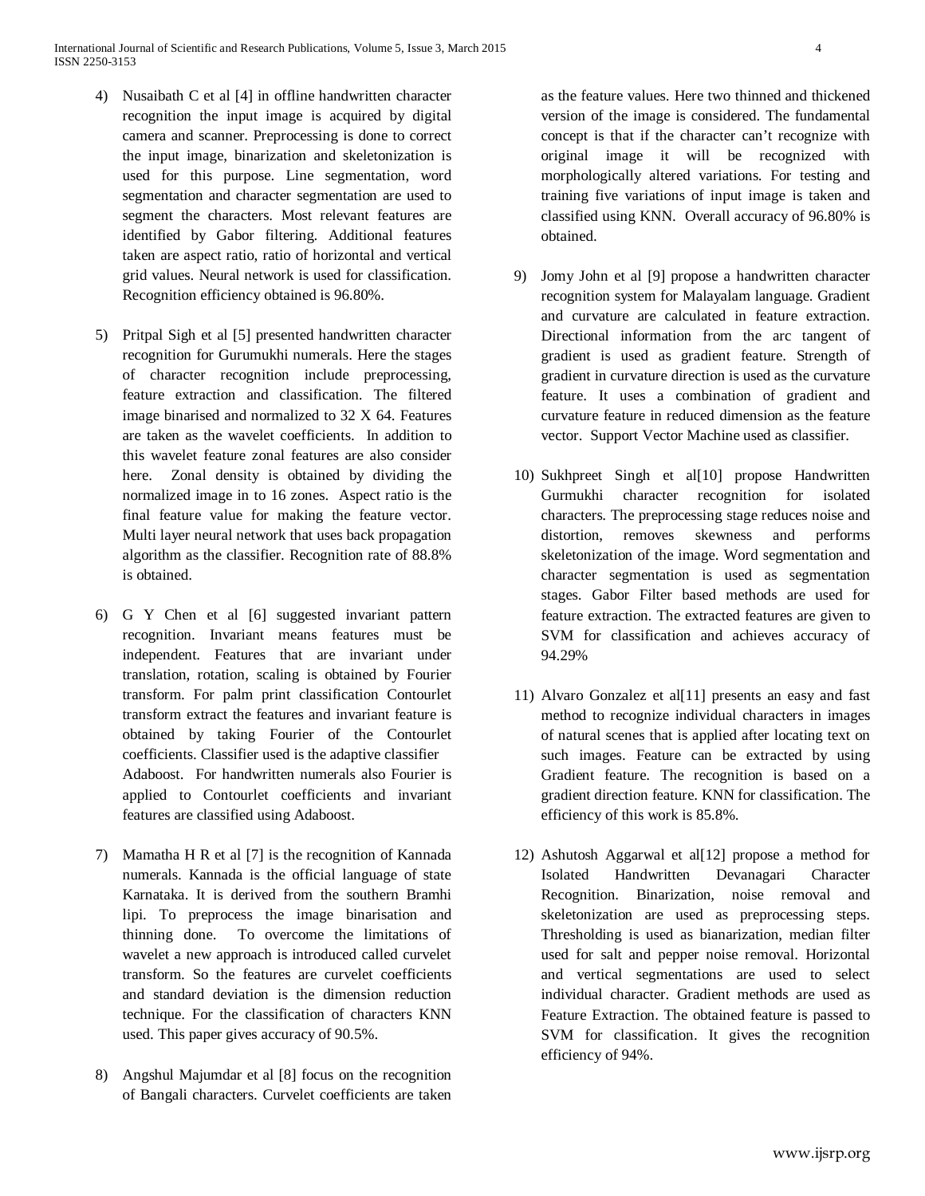4) Nusaibath C et al [4] in offline handwritten character recognition the input image is acquired by digital camera and scanner. Preprocessing is done to correct the input image, binarization and skeletonization is used for this purpose. Line segmentation, word segmentation and character segmentation are used to segment the characters. Most relevant features are identified by Gabor filtering. Additional features taken are aspect ratio, ratio of horizontal and vertical grid values. Neural network is used for classification. Recognition efficiency obtained is 96.80%.

5) Pritpal Sigh et al [5] presented handwritten character recognition for Gurumukhi numerals. Here the stages of character recognition include preprocessing, feature extraction and classification. The filtered image binarised and normalized to 32 X 64. Features are taken as the wavelet coefficients. In addition to this wavelet feature zonal features are also consider here. Zonal density is obtained by dividing the normalized image in to 16 zones. Aspect ratio is the final feature value for making the feature vector. Multi layer neural network that uses back propagation algorithm as the classifier. Recognition rate of 88.8% is obtained.

6) G Y Chen et al [6] suggested invariant pattern recognition. Invariant means features must be independent. Features that are invariant under translation, rotation, scaling is obtained by Fourier transform. For palm print classification Contourlet transform extract the features and invariant feature is obtained by taking Fourier of the Contourlet coefficients. Classifier used is the adaptive classifier Adaboost. For handwritten numerals also Fourier is applied to Contourlet coefficients and invariant features are classified using Adaboost.

7) Mamatha H R et al [7] is the recognition of Kannada numerals. Kannada is the official language of state Karnataka. It is derived from the southern Bramhi lipi. To preprocess the image binarisation and thinning done. To overcome the limitations of wavelet a new approach is introduced called curvelet transform. So the features are curvelet coefficients and standard deviation is the dimension reduction technique. For the classification of characters KNN used. This paper gives accuracy of 90.5%.

8) Angshul Majumdar et al [8] focus on the recognition of Bangali characters. Curvelet coefficients are taken as the feature values. Here two thinned and thickened version of the image is considered. The fundamental concept is that if the character can't recognize with original image it will be recognized with morphologically altered variations. For testing and training five variations of input image is taken and classified using KNN. Overall accuracy of 96.80% is obtained.

9) Jomy John et al [9] propose a handwritten character recognition system for Malayalam language. Gradient and curvature are calculated in feature extraction. Directional information from the arc tangent of gradient is used as gradient feature. Strength of gradient in curvature direction is used as the curvature feature. It uses a combination of gradient and curvature feature in reduced dimension as the feature vector. Support Vector Machine used as classifier.

10) Sukhpreet Singh et al[10] propose Handwritten Gurmukhi character recognition for isolated characters. The preprocessing stage reduces noise and distortion, removes skewness and performs skeletonization of the image. Word segmentation and character segmentation is used as segmentation stages. Gabor Filter based methods are used for feature extraction. The extracted features are given to SVM for classification and achieves accuracy of 94.29%

11) Alvaro Gonzalez et al[11] presents an easy and fast method to recognize individual characters in images of natural scenes that is applied after locating text on such images. Feature can be extracted by using Gradient feature. The recognition is based on a gradient direction feature. KNN for classification. The efficiency of this work is 85.8%.

12) Ashutosh Aggarwal et al[12] propose a method for Isolated Handwritten Devanagari Character Recognition. Binarization, noise removal and skeletonization are used as preprocessing steps. Thresholding is used as bianarization, median filter used for salt and pepper noise removal. Horizontal and vertical segmentations are used to select individual character. Gradient methods are used as Feature Extraction. The obtained feature is passed to SVM for classification. It gives the recognition efficiency of 94%.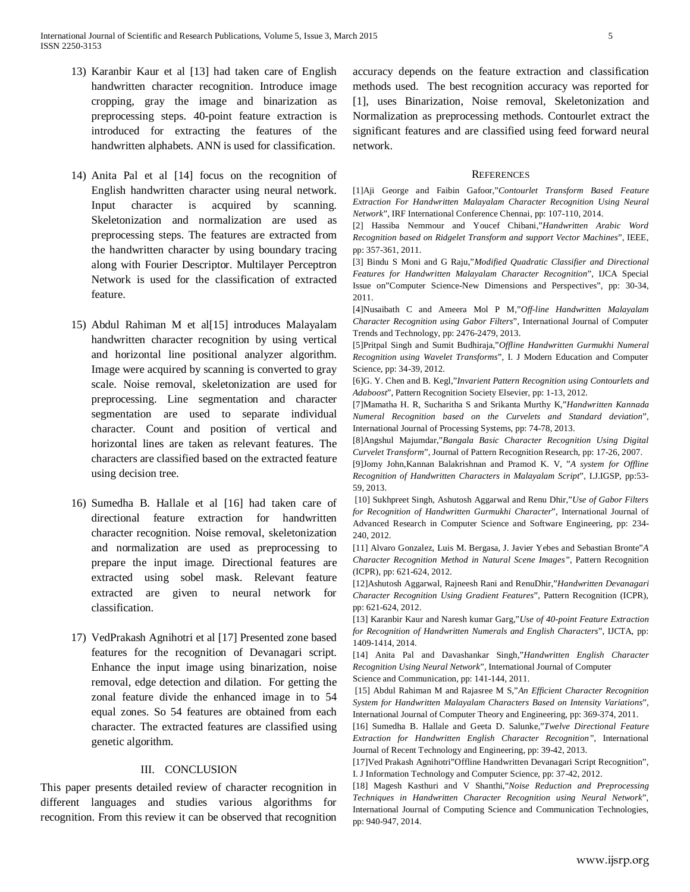13) Karanbir Kaur et al [13] had taken care of English handwritten character recognition. Introduce image cropping, gray the image and binarization as preprocessing steps. 40-point feature extraction is introduced for extracting the features of the handwritten alphabets. ANN is used for classification.

14) Anita Pal et al [14] focus on the recognition of English handwritten character using neural network. Input character is acquired by scanning. Skeletonization and normalization are used as preprocessing steps. The features are extracted from the handwritten character by using boundary tracing along with Fourier Descriptor. Multilayer Perceptron Network is used for the classification of extracted feature.

15) Abdul Rahiman M et al[15] introduces Malayalam handwritten character recognition by using vertical and horizontal line positional analyzer algorithm. Image were acquired by scanning is converted to gray scale. Noise removal, skeletonization are used for preprocessing. Line segmentation and character segmentation are used to separate individual character. Count and position of vertical and horizontal lines are taken as relevant features. The characters are classified based on the extracted feature using decision tree.

16) Sumedha B. Hallale et al [16] had taken care of directional feature extraction for handwritten character recognition. Noise removal, skeletonization and normalization are used as preprocessing to prepare the input image. Directional features are extracted using sobel mask. Relevant feature extracted are given to neural network for classification.

17) VedPrakash Agnihotri et al [17] Presented zone based features for the recognition of Devanagari script. Enhance the input image using binarization, noise removal, edge detection and dilation. For getting the zonal feature divide the enhanced image in to 54 equal zones. So 54 features are obtained from each character. The extracted features are classified using genetic algorithm.

## III. Conclusion

This paper presents detailed review of character recognition in different languages and studies various algorithms for recognition. From this review it can be observed that recognition accuracy depends on the feature extraction and classification methods used. The best recognition accuracy was reported for [1], uses Binarization, Noise removal, Skeletonization and Normalization as preprocessing methods. Contourlet extract the significant features and are classified using feed forward neural network.

## References

[1]Aji George and Faibin Gafoor,"*Contourlet Transform Based Feature Extraction For Handwritten Malayalam Character Recognition Using Neural Network*", IRF International Conference Chennai, pp: 107-110, 2014.

[2] Hassiba Nemmour and Youcef Chibani,"*Handwritten Arabic Word Recognition based on Ridgelet Transform and support Vector Machines*", IEEE, pp: 357-361, 2011.

[3] Bindu S Moni and G Raju,"*Modified Quadratic Classifier and Directional Features for Handwritten Malayalam Character Recognition*", IJCA Special Issue on"Computer Science-New Dimensions and Perspectives", pp: 30-34, 2011.

[4]Nusaibath C and Ameera Mol P M,"*Off-line Handwritten Malayalam Character Recognition using Gabor Filters*", International Journal of Computer Trends and Technology, pp: 2476-2479, 2013.

[5]Pritpal Singh and Sumit Budhiraja,"*Offline Handwritten Gurmukhi Numeral Recognition using Wavelet Transforms*", I. J Modern Education and Computer Science, pp: 34-39, 2012.

[6]G. Y. Chen and B. Kegl,"*Invarient Pattern Recognition using Contourlets and Adaboost*", Pattern Recognition Society Elsevier, pp: 1-13, 2012.

[7]Mamatha H. R, Sucharitha S and Srikanta Murthy K,"*Handwritten Kannada Numeral Recognition based on the Curvelets and Standard deviation*", International Journal of Processing Systems, pp: 74-78, 2013.

[8]Angshul Majumdar,"*Bangala Basic Character Recognition Using Digital Curvelet Transform*", Journal of Pattern Recognition Research, pp: 17-26, 2007.

[9]Jomy John,Kannan Balakrishnan and Pramod K. V, "*A system for Offline Recognition of Handwritten Characters in Malayalam Script*", I.J.IGSP, pp:53-59, 2013.

[10] Sukhpreet Singh, Ashutosh Aggarwal and Renu Dhir,"*Use of Gabor Filters for Recognition of Handwritten Gurmukhi Character*", International Journal of Advanced Research in Computer Science and Software Engineering, pp: 234-240, 2012.

[11] Alvaro Gonzalez, Luis M. Bergasa, J. Javier Yebes and Sebastian Bronte"*A Character Recognition Method in Natural Scene Images"*, Pattern Recognition (ICPR), pp: 621-624, 2012.

[12]Ashutosh Aggarwal, Rajneesh Rani and RenuDhir,"*Handwritten Devanagari Character Recognition Using Gradient Features*", Pattern Recognition (ICPR), pp: 621-624, 2012.

[13] Karanbir Kaur and Naresh kumar Garg,"*Use of 40-point Feature Extraction for Recognition of Handwritten Numerals and English Characters*", IJCTA, pp: 1409-1414, 2014.

[14] Anita Pal and Davashankar Singh,"*Handwritten English Character Recognition Using Neural Network*", International Journal of Computer Science and Communication, pp: 141-144, 2011.

[15] Abdul Rahiman M and Rajasree M S,"*An Efficient Character Recognition System for Handwritten Malayalam Characters Based on Intensity Variations*", International Journal of Computer Theory and Engineering, pp: 369-374, 2011.

[16] Sumedha B. Hallale and Geeta D. Salunke,"*Twelve Directional Feature Extraction for Handwritten English Character Recognition"*, International Journal of Recent Technology and Engineering, pp: 39-42, 2013.

[17]Ved Prakash Agnihotri"Offline Handwritten Devanagari Script Recognition", I. J Information Technology and Computer Science, pp: 37-42, 2012.

[18] Magesh Kasthuri and V Shanthi,"*Noise Reduction and Preprocessing Techniques in Handwritten Character Recognition using Neural Network*", International Journal of Computing Science and Communication Technologies, pp: 940-947, 2014.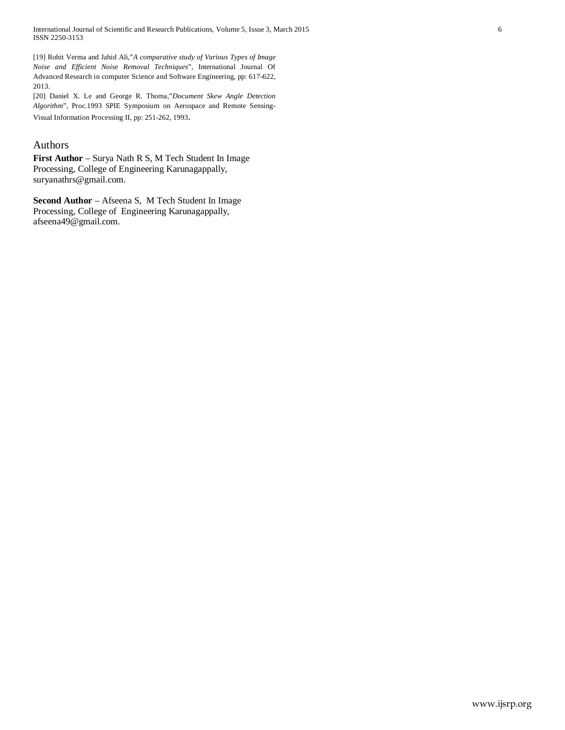[19] Rohit Verma and Jahid Ali,"*A comparative study of Various Types of Image Noise and Efficient Noise Removal Techniques*", International Journal Of Advanced Research in computer Science and Software Engineering, pp: 617-622, 2013.

[20] Daniel X. Le and George R. Thoma,"*Document Skew Angle Detection Algorithm*", Proc.1993 SPIE Symposium on Aerospace and Remote Sensing-Visual Information Processing II, pp: 251-262, 1993.

## Authors

**First Author** – Surya Nath R S, M Tech Student In Image Processing, College of Engineering Karunagappally, suryanathrs@gmail.com.

**Second Author** – Afseena S, M Tech Student In Image Processing, College of Engineering Karunagappally, afseena49@gmail.com.